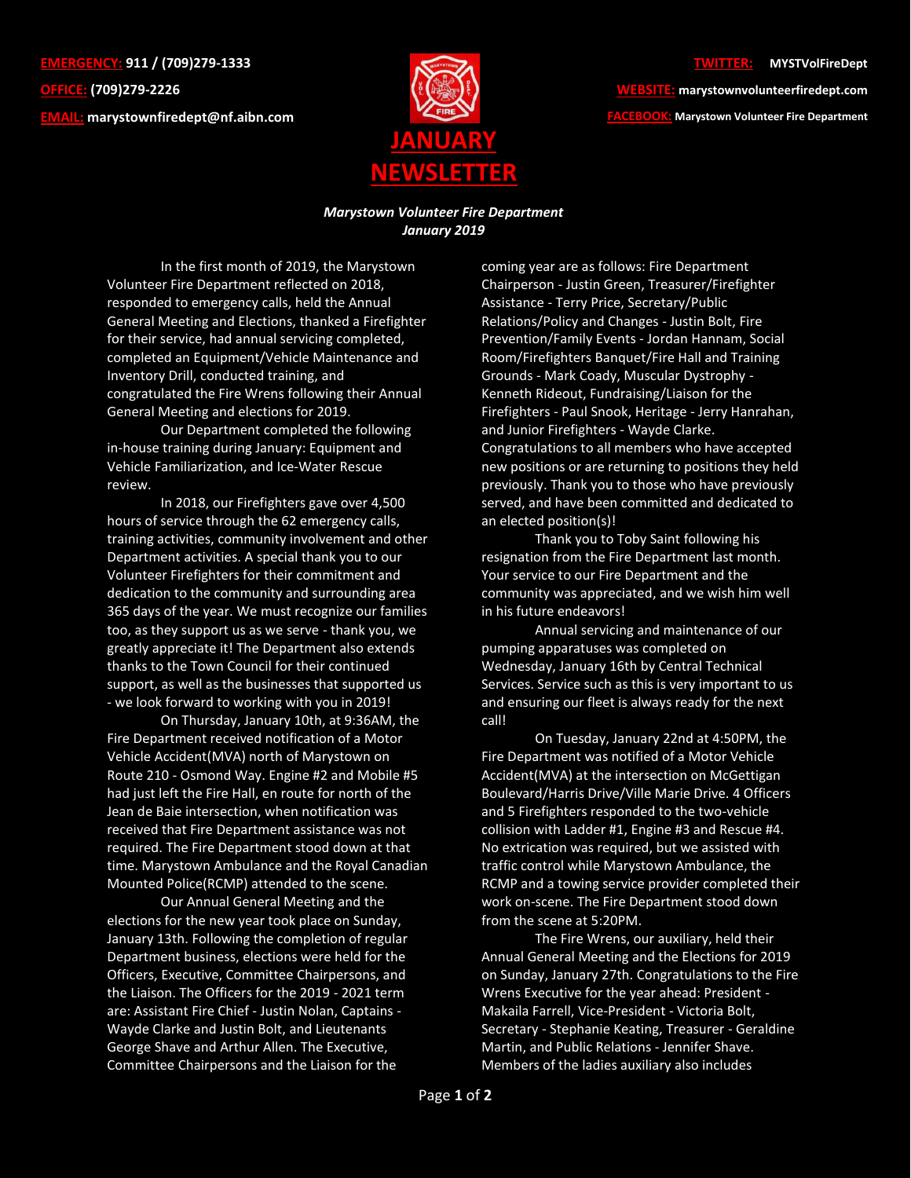**EMERGENCY:** 911 / (709)279-1333
**OFFICE:** (709)279-2226
**EMAIL:** marystownfiredept@nf.aibn.com

**TWITTER:** MYSTVolFireDept
**WEBSITE:** marystownvolunteerfiredept.com
**FACEBOOK:** Marystown Volunteer Fire Department

# JANUARY NEWSLETTER

***Marystown Volunteer Fire Department***
***January 2019***

In the first month of 2019, the Marystown Volunteer Fire Department reflected on 2018, responded to emergency calls, held the Annual General Meeting and Elections, thanked a Firefighter for their service, had annual servicing completed, completed an Equipment/Vehicle Maintenance and Inventory Drill, conducted training, and congratulated the Fire Wrens following their Annual General Meeting and elections for 2019.

Our Department completed the following in-house training during January: Equipment and Vehicle Familiarization, and Ice-Water Rescue review.

In 2018, our Firefighters gave over 4,500 hours of service through the 62 emergency calls, training activities, community involvement and other Department activities. A special thank you to our Volunteer Firefighters for their commitment and dedication to the community and surrounding area 365 days of the year. We must recognize our families too, as they support us as we serve - thank you, we greatly appreciate it! The Department also extends thanks to the Town Council for their continued support, as well as the businesses that supported us - we look forward to working with you in 2019!

On Thursday, January 10th, at 9:36AM, the Fire Department received notification of a Motor Vehicle Accident(MVA) north of Marystown on Route 210 - Osmond Way. Engine #2 and Mobile #5 had just left the Fire Hall, en route for north of the Jean de Baie intersection, when notification was received that Fire Department assistance was not required. The Fire Department stood down at that time. Marystown Ambulance and the Royal Canadian Mounted Police(RCMP) attended to the scene.

Our Annual General Meeting and the elections for the new year took place on Sunday, January 13th. Following the completion of regular Department business, elections were held for the Officers, Executive, Committee Chairpersons, and the Liaison. The Officers for the 2019 - 2021 term are: Assistant Fire Chief - Justin Nolan, Captains - Wayde Clarke and Justin Bolt, and Lieutenants George Shave and Arthur Allen. The Executive, Committee Chairpersons and the Liaison for the coming year are as follows: Fire Department Chairperson - Justin Green, Treasurer/Firefighter Assistance - Terry Price, Secretary/Public Relations/Policy and Changes - Justin Bolt, Fire Prevention/Family Events - Jordan Hannam, Social Room/Firefighters Banquet/Fire Hall and Training Grounds - Mark Coady, Muscular Dystrophy - Kenneth Rideout, Fundraising/Liaison for the Firefighters - Paul Snook, Heritage - Jerry Hanrahan, and Junior Firefighters - Wayde Clarke. Congratulations to all members who have accepted new positions or are returning to positions they held previously. Thank you to those who have previously served, and have been committed and dedicated to an elected position(s)!

Thank you to Toby Saint following his resignation from the Fire Department last month. Your service to our Fire Department and the community was appreciated, and we wish him well in his future endeavors!

Annual servicing and maintenance of our pumping apparatuses was completed on Wednesday, January 16th by Central Technical Services. Service such as this is very important to us and ensuring our fleet is always ready for the next call!

On Tuesday, January 22nd at 4:50PM, the Fire Department was notified of a Motor Vehicle Accident(MVA) at the intersection on McGettigan Boulevard/Harris Drive/Ville Marie Drive. 4 Officers and 5 Firefighters responded to the two-vehicle collision with Ladder #1, Engine #3 and Rescue #4. No extrication was required, but we assisted with traffic control while Marystown Ambulance, the RCMP and a towing service provider completed their work on-scene. The Fire Department stood down from the scene at 5:20PM.

The Fire Wrens, our auxiliary, held their Annual General Meeting and the Elections for 2019 on Sunday, January 27th. Congratulations to the Fire Wrens Executive for the year ahead: President - Makaila Farrell, Vice-President - Victoria Bolt, Secretary - Stephanie Keating, Treasurer - Geraldine Martin, and Public Relations - Jennifer Shave. Members of the ladies auxiliary also includes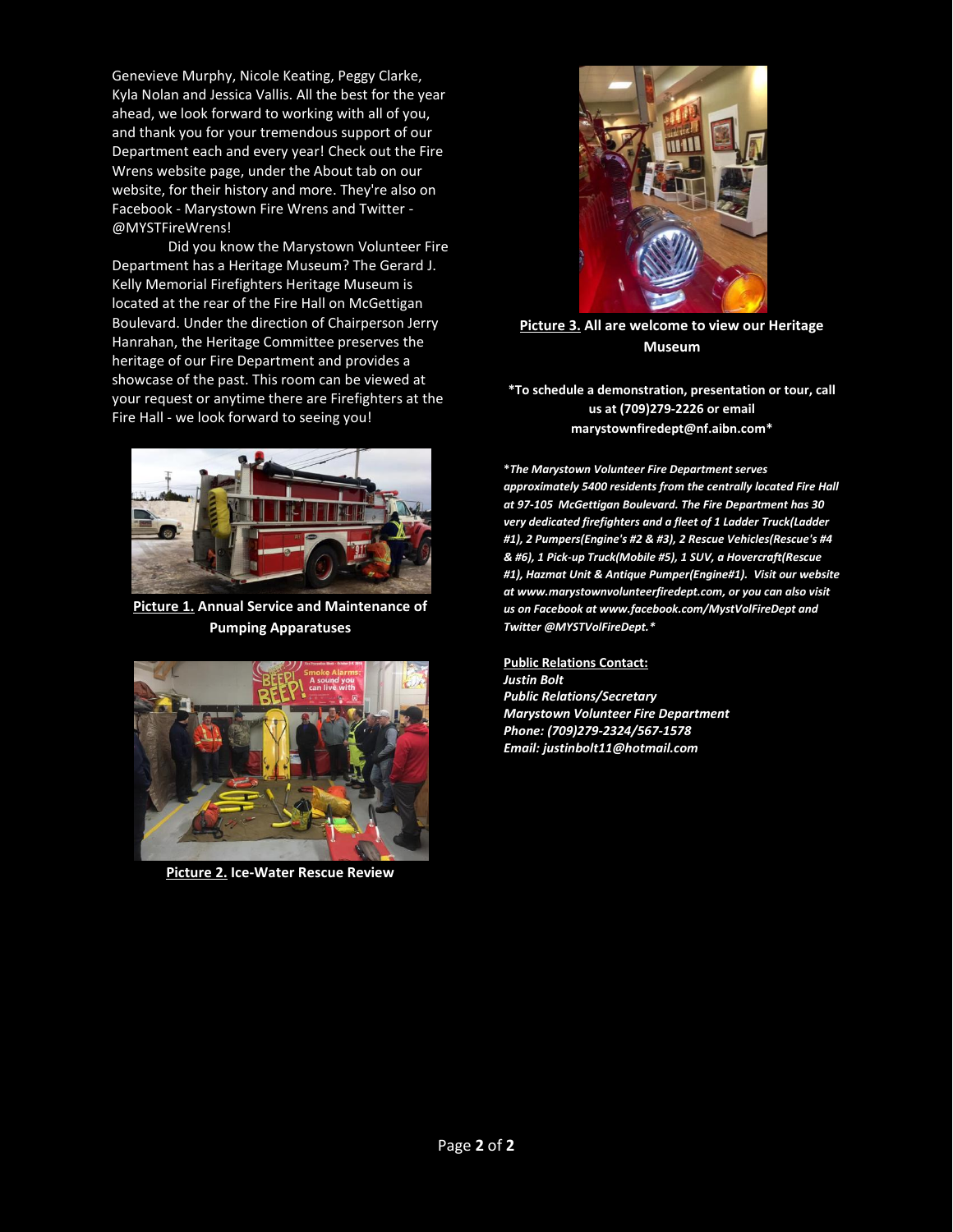Genevieve Murphy, Nicole Keating, Peggy Clarke, Kyla Nolan and Jessica Vallis. All the best for the year ahead, we look forward to working with all of you, and thank you for your tremendous support of our Department each and every year! Check out the Fire Wrens website page, under the About tab on our website, for their history and more. They're also on Facebook - Marystown Fire Wrens and Twitter - @MYSTFireWrens!

Did you know the Marystown Volunteer Fire Department has a Heritage Museum? The Gerard J. Kelly Memorial Firefighters Heritage Museum is located at the rear of the Fire Hall on McGettigan Boulevard. Under the direction of Chairperson Jerry Hanrahan, the Heritage Committee preserves the heritage of our Fire Department and provides a showcase of the past. This room can be viewed at your request or anytime there are Firefighters at the Fire Hall - we look forward to seeing you!

**Picture 1. Annual Service and Maintenance of Pumping Apparatuses**

**Picture 2. Ice-Water Rescue Review**

**Picture 3. All are welcome to view our Heritage Museum**

**\*To schedule a demonstration, presentation or tour, call us at (709)279-2226 or email marystownfiredept@nf.aibn.com\***

***The Marystown Volunteer Fire Department serves approximately 5400 residents from the centrally located Fire Hall at 97-105 McGettigan Boulevard. The Fire Department has 30 very dedicated firefighters and a fleet of 1 Ladder Truck(Ladder #1), 2 Pumpers(Engine's #2 & #3), 2 Rescue Vehicles(Rescue's #4 & #6), 1 Pick-up Truck(Mobile #5), 1 SUV, a Hovercraft(Rescue #1), Hazmat Unit & Antique Pumper(Engine#1). Visit our website at www.marystownvolunteerfiredept.com, or you can also visit us on Facebook at www.facebook.com/MystVolFireDept and Twitter @MYSTVolFireDept.***

**Public Relations Contact:**
***Justin Bolt***
***Public Relations/Secretary***
***Marystown Volunteer Fire Department***
***Phone: (709)279-2324/567-1578***
***Email: justinbolt11@hotmail.com***